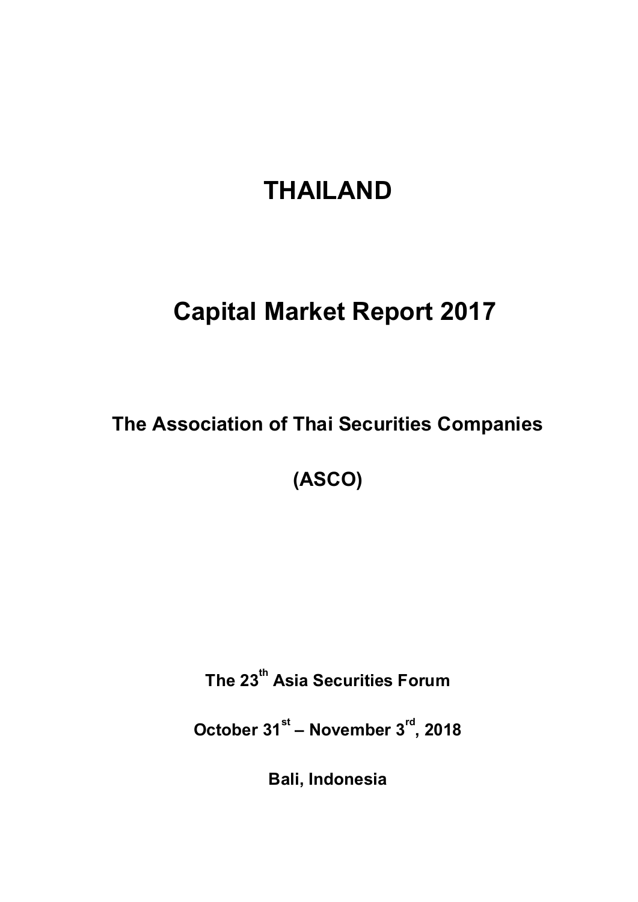# THAILAND

# Capital Market Report 2017

## The Association of Thai Securities Companies

## (ASCO)

**The 23th Asia Securities Forum**

**October 31st – November 3rd, 2018**

**Bali, Indonesia**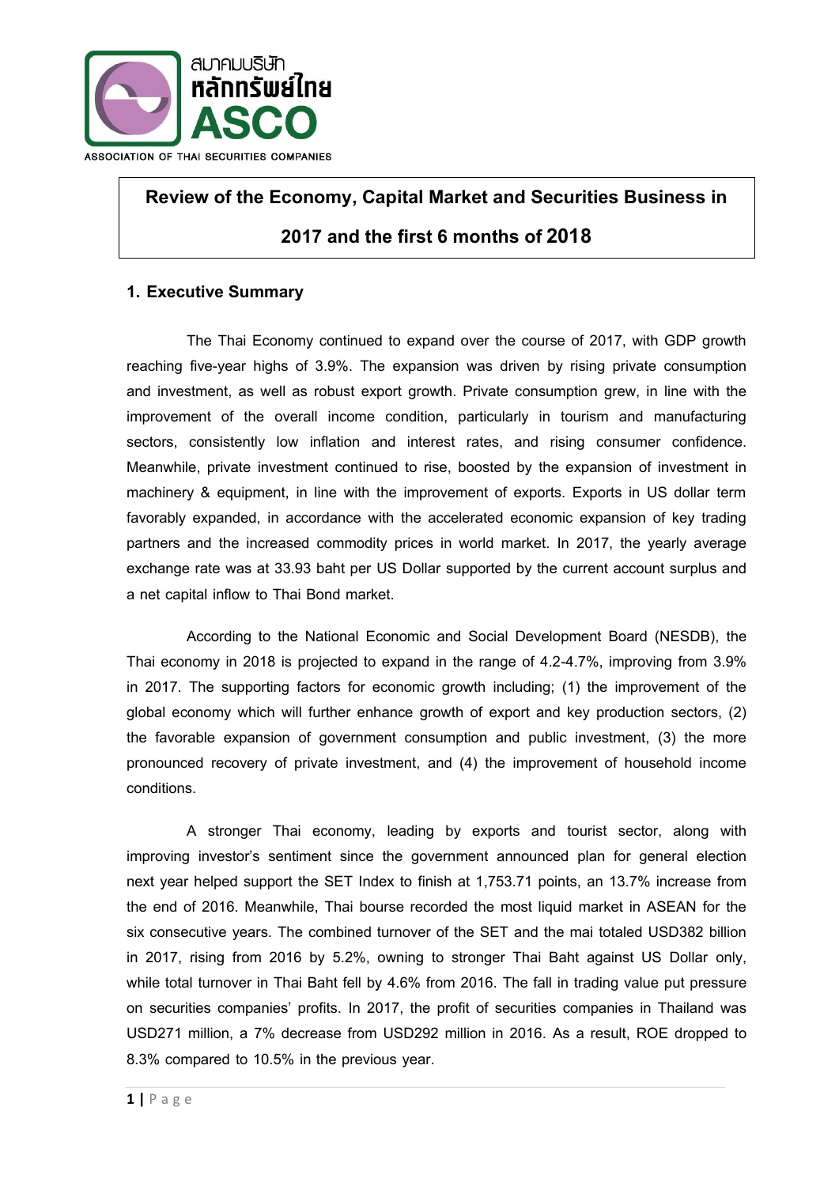สมาคมบริษัทหลักทรัพย์ไทย ASCO

ASSOCIATION OF THAI SECURITIES COMPANIES

# Review of the Economy, Capital Market and Securities Business in 2017 and the first 6 months of 2018

## 1. Executive Summary

The Thai Economy continued to expand over the course of 2017, with GDP growth reaching five-year highs of 3.9%. The expansion was driven by rising private consumption and investment, as well as robust export growth. Private consumption grew, in line with the improvement of the overall income condition, particularly in tourism and manufacturing sectors, consistently low inflation and interest rates, and rising consumer confidence. Meanwhile, private investment continued to rise, boosted by the expansion of investment in machinery & equipment, in line with the improvement of exports. Exports in US dollar term favorably expanded, in accordance with the accelerated economic expansion of key trading partners and the increased commodity prices in world market. In 2017, the yearly average exchange rate was at 33.93 baht per US Dollar supported by the current account surplus and a net capital inflow to Thai Bond market.

According to the National Economic and Social Development Board (NESDB), the Thai economy in 2018 is projected to expand in the range of 4.2-4.7%, improving from 3.9% in 2017. The supporting factors for economic growth including; (1) the improvement of the global economy which will further enhance growth of export and key production sectors, (2) the favorable expansion of government consumption and public investment, (3) the more pronounced recovery of private investment, and (4) the improvement of household income conditions.

A stronger Thai economy, leading by exports and tourist sector, along with improving investor's sentiment since the government announced plan for general election next year helped support the SET Index to finish at 1,753.71 points, an 13.7% increase from the end of 2016. Meanwhile, Thai bourse recorded the most liquid market in ASEAN for the six consecutive years. The combined turnover of the SET and the mai totaled USD382 billion in 2017, rising from 2016 by 5.2%, owning to stronger Thai Baht against US Dollar only, while total turnover in Thai Baht fell by 4.6% from 2016. The fall in trading value put pressure on securities companies' profits. In 2017, the profit of securities companies in Thailand was USD271 million, a 7% decrease from USD292 million in 2016. As a result, ROE dropped to 8.3% compared to 10.5% in the previous year.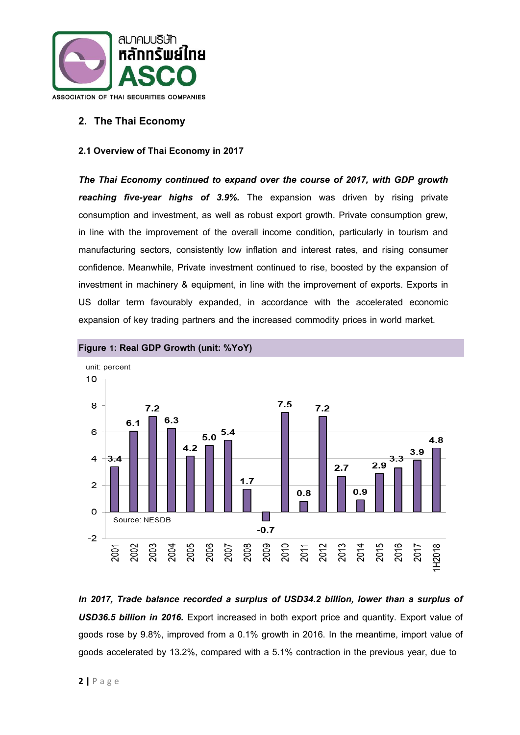## 2. The Thai Economy

### 2.1 Overview of Thai Economy in 2017

***The Thai Economy continued to expand over the course of 2017, with GDP growth reaching five-year highs of 3.9%.*** The expansion was driven by rising private consumption and investment, as well as robust export growth. Private consumption grew, in line with the improvement of the overall income condition, particularly in tourism and manufacturing sectors, consistently low inflation and interest rates, and rising consumer confidence. Meanwhile, Private investment continued to rise, boosted by the expansion of investment in machinery & equipment, in line with the improvement of exports. Exports in US dollar term favourably expanded, in accordance with the accelerated economic expansion of key trading partners and the increased commodity prices in world market.

**Figure 1: Real GDP Growth (unit: %YoY)**

unit: percent

| Year | Real GDP Growth |
|---|---|
| 2001 | 3.4 |
| 2002 | 6.1 |
| 2003 | 7.2 |
| 2004 | 6.3 |
| 2005 | 4.2 |
| 2006 | 5.0 |
| 2007 | 5.4 |
| 2008 | 1.7 |
| 2009 | -0.7 |
| 2010 | 7.5 |
| 2011 | 0.8 |
| 2012 | 7.2 |
| 2013 | 2.7 |
| 2014 | 0.9 |
| 2015 | 2.9 |
| 2016 | 3.3 |
| 2017 | 3.9 |
| 1H2018 | 4.8 |

Source: NESDB

***In 2017, Trade balance recorded a surplus of USD34.2 billion, lower than a surplus of USD36.5 billion in 2016.*** Export increased in both export price and quantity. Export value of goods rose by 9.8%, improved from a 0.1% growth in 2016. In the meantime, import value of goods accelerated by 13.2%, compared with a 5.1% contraction in the previous year, due to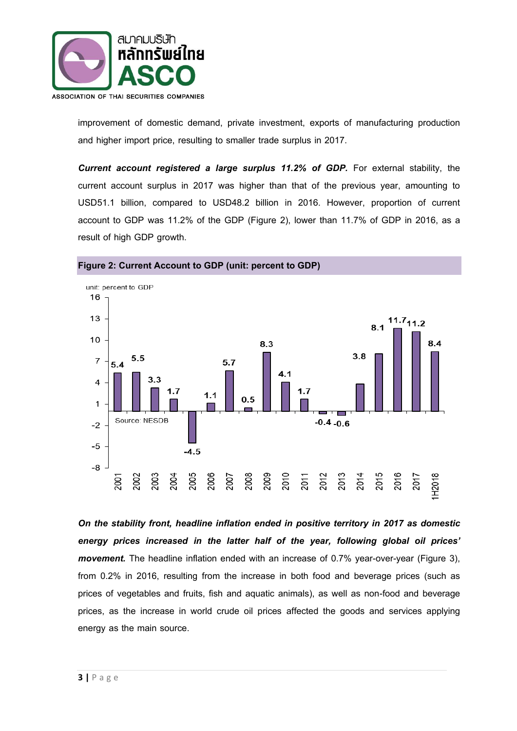improvement of domestic demand, private investment, exports of manufacturing production and higher import price, resulting to smaller trade surplus in 2017.

***Current account registered a large surplus 11.2% of GDP.*** For external stability, the current account surplus in 2017 was higher than that of the previous year, amounting to USD51.1 billion, compared to USD48.2 billion in 2016. However, proportion of current account to GDP was 11.2% of the GDP (Figure 2), lower than 11.7% of GDP in 2016, as a result of high GDP growth.

**Figure 2: Current Account to GDP (unit: percent to GDP)**

unit: percent to GDP

| Year | Current Account to GDP |
|---|---|
| 2001 | 5.4 |
| 2002 | 5.5 |
| 2003 | 3.3 |
| 2004 | 1.7 |
| 2005 | -4.5 |
| 2006 | 1.1 |
| 2007 | 5.7 |
| 2008 | 0.5 |
| 2009 | 8.3 |
| 2010 | 4.1 |
| 2011 | 1.7 |
| 2012 | -0.4 |
| 2013 | -0.6 |
| 2014 | 3.8 |
| 2015 | 8.1 |
| 2016 | 11.7 |
| 2017 | 11.2 |
| 1H2018 | 8.4 |

Source: NESDB

***On the stability front, headline inflation ended in positive territory in 2017 as domestic energy prices increased in the latter half of the year, following global oil prices' movement.*** The headline inflation ended with an increase of 0.7% year-over-year (Figure 3), from 0.2% in 2016, resulting from the increase in both food and beverage prices (such as prices of vegetables and fruits, fish and aquatic animals), as well as non-food and beverage prices, as the increase in world crude oil prices affected the goods and services applying energy as the main source.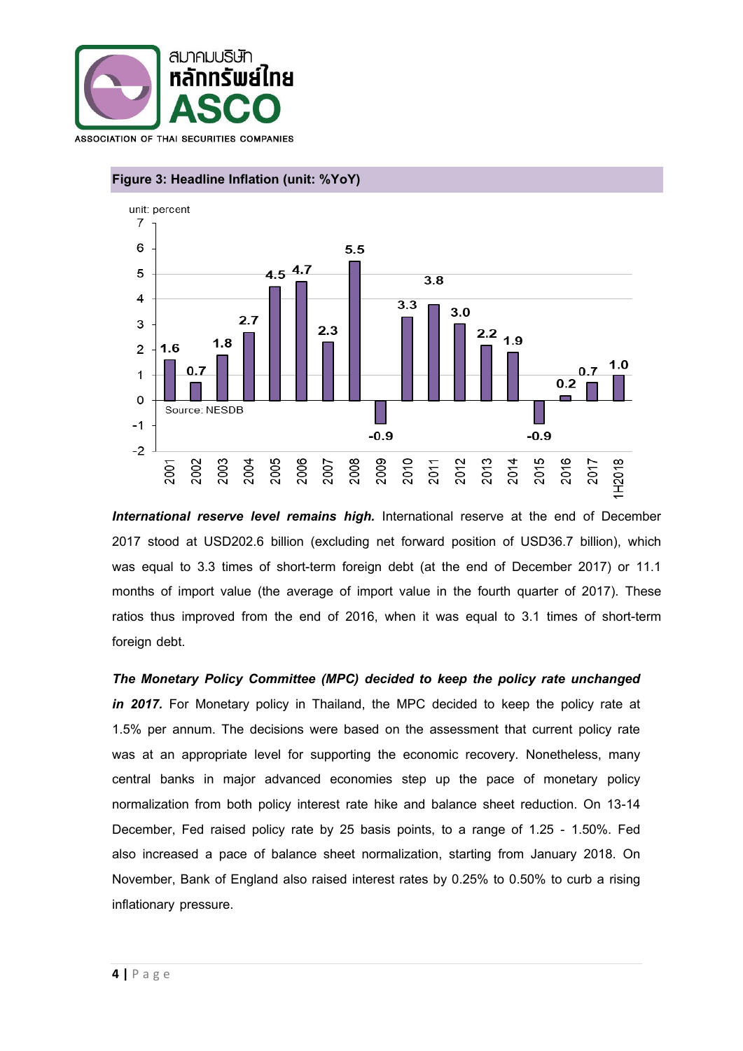**Figure 3: Headline Inflation (unit: %YoY)**

| Year | Headline Inflation (percent) |
|---|---|
| 2001 | 1.6 |
| 2002 | 0.7 |
| 2003 | 1.8 |
| 2004 | 2.7 |
| 2005 | 4.5 |
| 2006 | 4.7 |
| 2007 | 2.3 |
| 2008 | 5.5 |
| 2009 | -0.9 |
| 2010 | 3.3 |
| 2011 | 3.8 |
| 2012 | 3.0 |
| 2013 | 2.2 |
| 2014 | 1.9 |
| 2015 | -0.9 |
| 2016 | 0.2 |
| 2017 | 0.7 |
| 1H2018 | 1.0 |

Source: NESDB

***International reserve level remains high.*** International reserve at the end of December 2017 stood at USD202.6 billion (excluding net forward position of USD36.7 billion), which was equal to 3.3 times of short-term foreign debt (at the end of December 2017) or 11.1 months of import value (the average of import value in the fourth quarter of 2017). These ratios thus improved from the end of 2016, when it was equal to 3.1 times of short-term foreign debt.

***The Monetary Policy Committee (MPC) decided to keep the policy rate unchanged in 2017.*** For Monetary policy in Thailand, the MPC decided to keep the policy rate at 1.5% per annum. The decisions were based on the assessment that current policy rate was at an appropriate level for supporting the economic recovery. Nonetheless, many central banks in major advanced economies step up the pace of monetary policy normalization from both policy interest rate hike and balance sheet reduction. On 13-14 December, Fed raised policy rate by 25 basis points, to a range of 1.25 - 1.50%. Fed also increased a pace of balance sheet normalization, starting from January 2018. On November, Bank of England also raised interest rates by 0.25% to 0.50% to curb a rising inflationary pressure.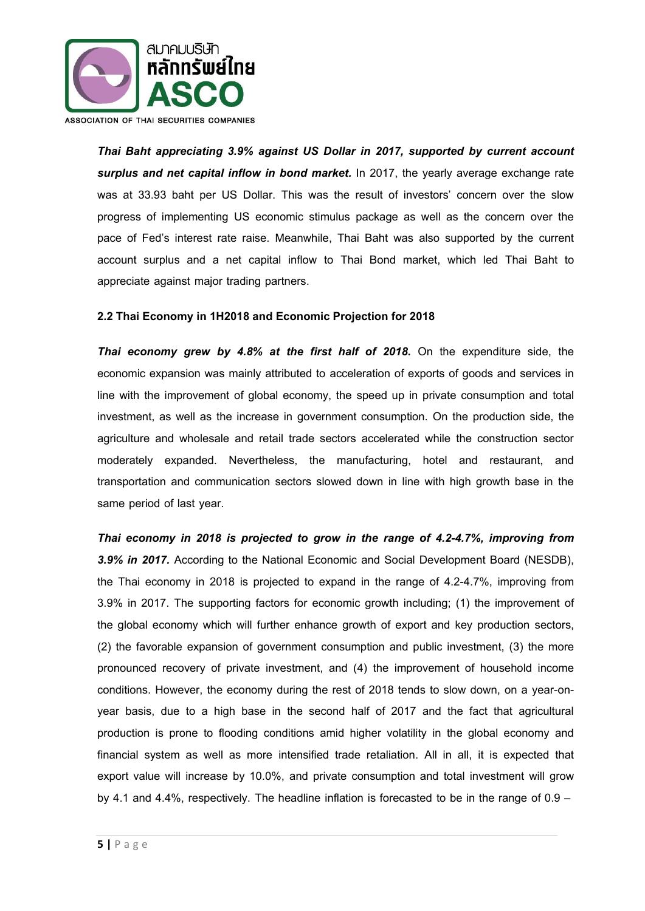***Thai Baht appreciating 3.9% against US Dollar in 2017, supported by current account surplus and net capital inflow in bond market.*** In 2017, the yearly average exchange rate was at 33.93 baht per US Dollar. This was the result of investors' concern over the slow progress of implementing US economic stimulus package as well as the concern over the pace of Fed's interest rate raise. Meanwhile, Thai Baht was also supported by the current account surplus and a net capital inflow to Thai Bond market, which led Thai Baht to appreciate against major trading partners.

**2.2 Thai Economy in 1H2018 and Economic Projection for 2018**

***Thai economy grew by 4.8% at the first half of 2018.*** On the expenditure side, the economic expansion was mainly attributed to acceleration of exports of goods and services in line with the improvement of global economy, the speed up in private consumption and total investment, as well as the increase in government consumption. On the production side, the agriculture and wholesale and retail trade sectors accelerated while the construction sector moderately expanded. Nevertheless, the manufacturing, hotel and restaurant, and transportation and communication sectors slowed down in line with high growth base in the same period of last year.

***Thai economy in 2018 is projected to grow in the range of 4.2-4.7%, improving from 3.9% in 2017.*** According to the National Economic and Social Development Board (NESDB), the Thai economy in 2018 is projected to expand in the range of 4.2-4.7%, improving from 3.9% in 2017. The supporting factors for economic growth including; (1) the improvement of the global economy which will further enhance growth of export and key production sectors, (2) the favorable expansion of government consumption and public investment, (3) the more pronounced recovery of private investment, and (4) the improvement of household income conditions. However, the economy during the rest of 2018 tends to slow down, on a year-on-year basis, due to a high base in the second half of 2017 and the fact that agricultural production is prone to flooding conditions amid higher volatility in the global economy and financial system as well as more intensified trade retaliation. All in all, it is expected that export value will increase by 10.0%, and private consumption and total investment will grow by 4.1 and 4.4%, respectively. The headline inflation is forecasted to be in the range of 0.9 –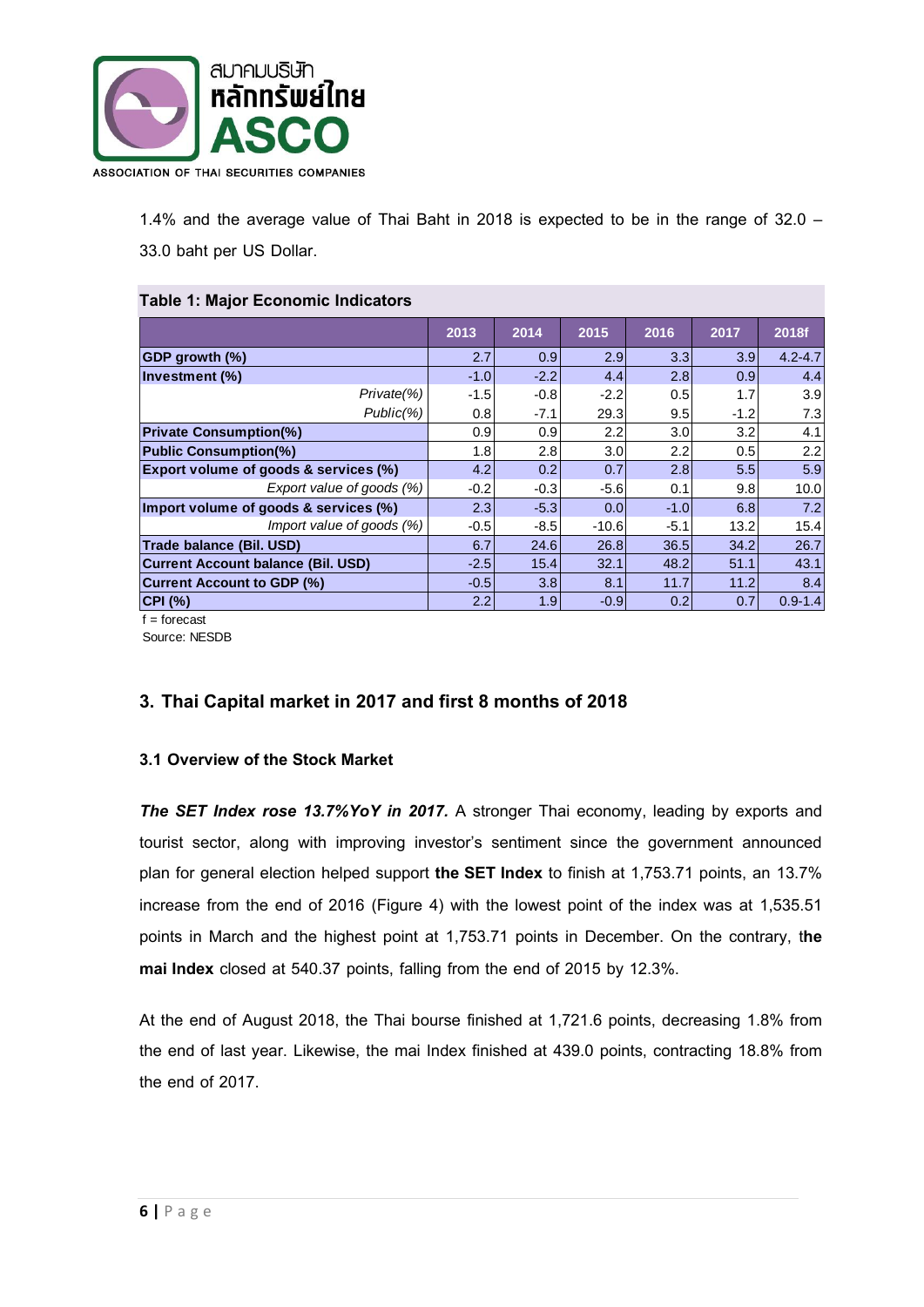1.4% and the average value of Thai Baht in 2018 is expected to be in the range of 32.0 – 33.0 baht per US Dollar.

**Table 1: Major Economic Indicators**

| | 2013 | 2014 | 2015 | 2016 | 2017 | 2018f |
|---|---|---|---|---|---|---|
| **GDP growth (%)** | 2.7 | 0.9 | 2.9 | 3.3 | 3.9 | 4.2-4.7 |
| **Investment (%)** | -1.0 | -2.2 | 4.4 | 2.8 | 0.9 | 4.4 |
| *Private(%)* | -1.5 | -0.8 | -2.2 | 0.5 | 1.7 | 3.9 |
| *Public(%)* | 0.8 | -7.1 | 29.3 | 9.5 | -1.2 | 7.3 |
| **Private Consumption(%)** | 0.9 | 0.9 | 2.2 | 3.0 | 3.2 | 4.1 |
| **Public Consumption(%)** | 1.8 | 2.8 | 3.0 | 2.2 | 0.5 | 2.2 |
| **Export volume of goods & services (%)** | 4.2 | 0.2 | 0.7 | 2.8 | 5.5 | 5.9 |
| *Export value of goods (%)* | -0.2 | -0.3 | -5.6 | 0.1 | 9.8 | 10.0 |
| **Import volume of goods & services (%)** | 2.3 | -5.3 | 0.0 | -1.0 | 6.8 | 7.2 |
| *Import value of goods (%)* | -0.5 | -8.5 | -10.6 | -5.1 | 13.2 | 15.4 |
| **Trade balance (Bil. USD)** | 6.7 | 24.6 | 26.8 | 36.5 | 34.2 | 26.7 |
| **Current Account balance (Bil. USD)** | -2.5 | 15.4 | 32.1 | 48.2 | 51.1 | 43.1 |
| **Current Account to GDP (%)** | -0.5 | 3.8 | 8.1 | 11.7 | 11.2 | 8.4 |
| **CPI (%)** | 2.2 | 1.9 | -0.9 | 0.2 | 0.7 | 0.9-1.4 |

f = forecast

Source: NESDB

## 3. Thai Capital market in 2017 and first 8 months of 2018

### 3.1 Overview of the Stock Market

***The SET Index rose 13.7%YoY in 2017.*** A stronger Thai economy, leading by exports and tourist sector, along with improving investor's sentiment since the government announced plan for general election helped support **the SET Index** to finish at 1,753.71 points, an 13.7% increase from the end of 2016 (Figure 4) with the lowest point of the index was at 1,535.51 points in March and the highest point at 1,753.71 points in December. On the contrary, t**he mai Index** closed at 540.37 points, falling from the end of 2015 by 12.3%.

At the end of August 2018, the Thai bourse finished at 1,721.6 points, decreasing 1.8% from the end of last year. Likewise, the mai Index finished at 439.0 points, contracting 18.8% from the end of 2017.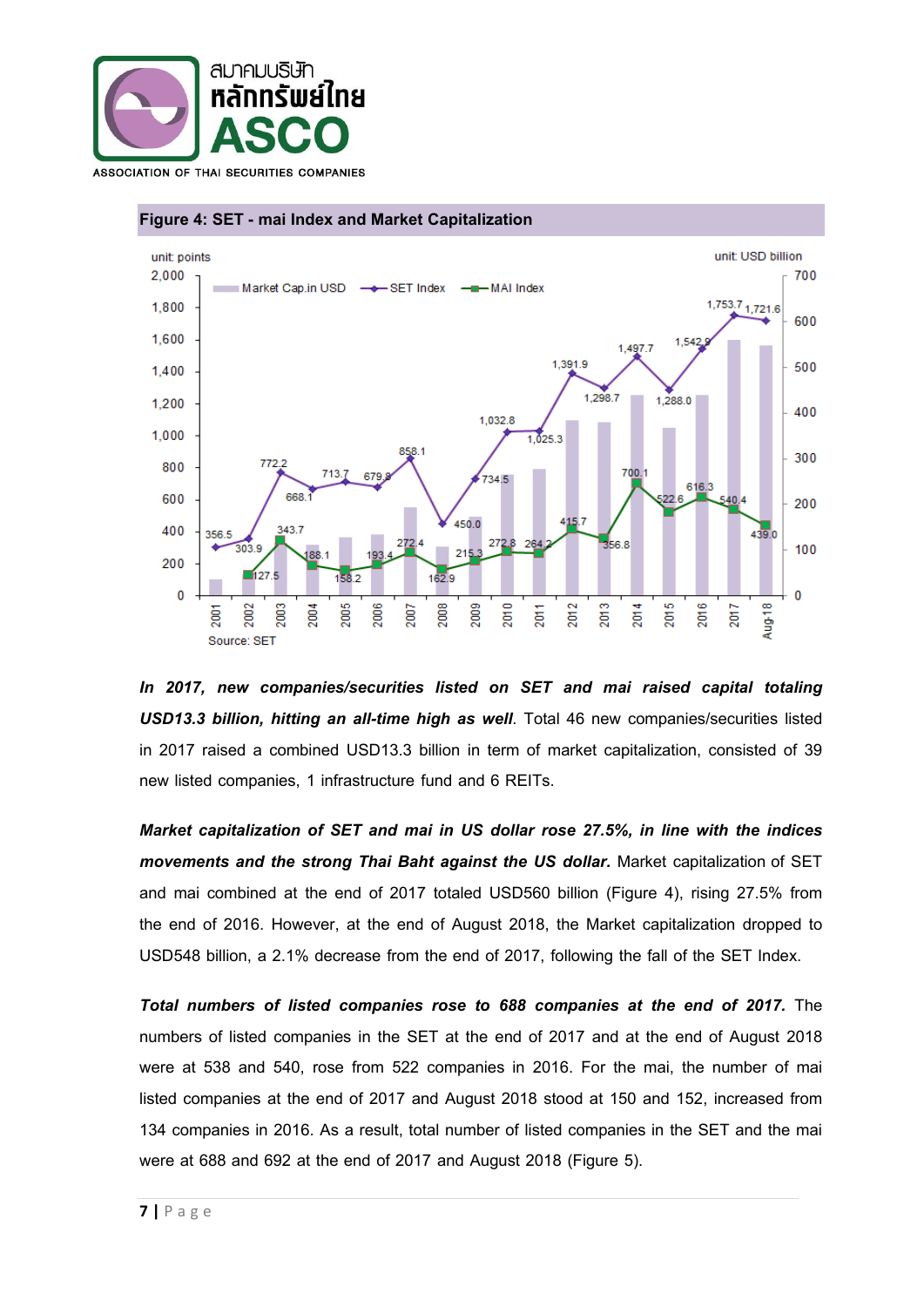**Figure 4: SET - mai Index and Market Capitalization**

Source: SET

***In 2017, new companies/securities listed on SET and mai raised capital totaling USD13.3 billion, hitting an all-time high as well***. Total 46 new companies/securities listed in 2017 raised a combined USD13.3 billion in term of market capitalization, consisted of 39 new listed companies, 1 infrastructure fund and 6 REITs.

***Market capitalization of SET and mai in US dollar rose 27.5%, in line with the indices movements and the strong Thai Baht against the US dollar.*** Market capitalization of SET and mai combined at the end of 2017 totaled USD560 billion (Figure 4), rising 27.5% from the end of 2016. However, at the end of August 2018, the Market capitalization dropped to USD548 billion, a 2.1% decrease from the end of 2017, following the fall of the SET Index.

***Total numbers of listed companies rose to 688 companies at the end of 2017.*** The numbers of listed companies in the SET at the end of 2017 and at the end of August 2018 were at 538 and 540, rose from 522 companies in 2016. For the mai, the number of mai listed companies at the end of 2017 and August 2018 stood at 150 and 152, increased from 134 companies in 2016. As a result, total number of listed companies in the SET and the mai were at 688 and 692 at the end of 2017 and August 2018 (Figure 5).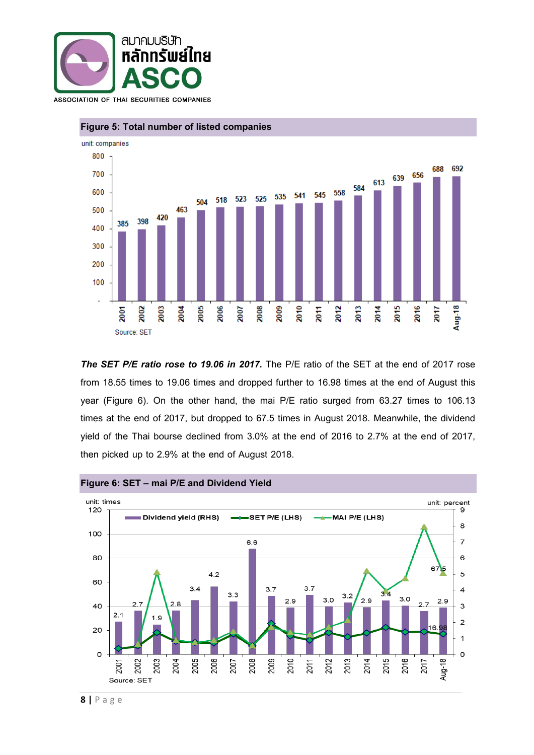## Figure 5: Total number of listed companies

unit: companies

| Year | Companies |
|---|---|
| 2001 | 385 |
| 2002 | 398 |
| 2003 | 420 |
| 2004 | 463 |
| 2005 | 504 |
| 2006 | 518 |
| 2007 | 523 |
| 2008 | 525 |
| 2009 | 535 |
| 2010 | 541 |
| 2011 | 545 |
| 2012 | 558 |
| 2013 | 584 |
| 2014 | 613 |
| 2015 | 639 |
| 2016 | 656 |
| 2017 | 688 |
| Aug-18 | 692 |

Source: SET

***The SET P/E ratio rose to 19.06 in 2017.*** The P/E ratio of the SET at the end of 2017 rose from 18.55 times to 19.06 times and dropped further to 16.98 times at the end of August this year (Figure 6). On the other hand, the mai P/E ratio surged from 63.27 times to 106.13 times at the end of 2017, but dropped to 67.5 times in August 2018. Meanwhile, the dividend yield of the Thai bourse declined from 3.0% at the end of 2016 to 2.7% at the end of 2017, then picked up to 2.9% at the end of August 2018.

## Figure 6: SET – mai P/E and Dividend Yield

unit: times (LHS); unit: percent (RHS)

Dividend yield (RHS), SET P/E (LHS), MAI P/E (LHS)

| Year | Dividend yield (%) |
|---|---|
| 2001 | 2.1 |
| 2002 | 2.7 |
| 2003 | 1.9 |
| 2004 | 2.8 |
| 2005 | 3.4 |
| 2006 | 4.2 |
| 2007 | 3.3 |
| 2008 | 6.6 |
| 2009 | 3.7 |
| 2010 | 2.9 |
| 2011 | 3.7 |
| 2012 | 3.0 |
| 2013 | 3.2 |
| 2014 | 2.9 |
| 2015 | 3.4 |
| 2016 | 3.0 |
| 2017 | 2.7 |
| Aug-18 | 2.9 |

Labels also shown: 67.5 (MAI P/E, Aug-18); 16.98 (SET P/E, Aug-18)

Source: SET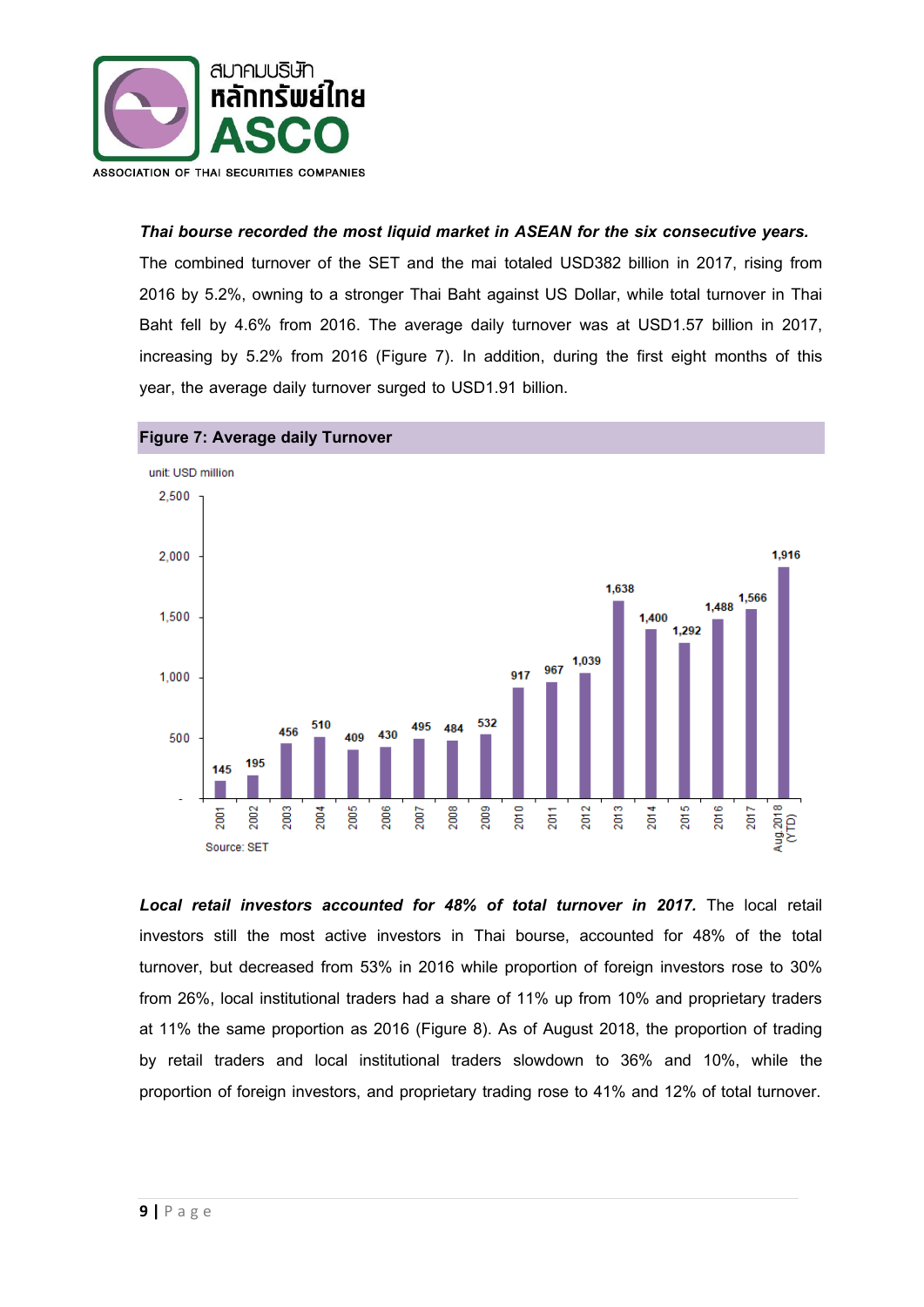***Thai bourse recorded the most liquid market in ASEAN for the six consecutive years.*** The combined turnover of the SET and the mai totaled USD382 billion in 2017, rising from 2016 by 5.2%, owning to a stronger Thai Baht against US Dollar, while total turnover in Thai Baht fell by 4.6% from 2016. The average daily turnover was at USD1.57 billion in 2017, increasing by 5.2% from 2016 (Figure 7). In addition, during the first eight months of this year, the average daily turnover surged to USD1.91 billion.

**Figure 7: Average daily Turnover**

unit: USD million

| Year | Average daily turnover |
|---|---|
| 2001 | 145 |
| 2002 | 195 |
| 2003 | 456 |
| 2004 | 510 |
| 2005 | 409 |
| 2006 | 430 |
| 2007 | 495 |
| 2008 | 484 |
| 2009 | 532 |
| 2010 | 917 |
| 2011 | 967 |
| 2012 | 1,039 |
| 2013 | 1,638 |
| 2014 | 1,400 |
| 2015 | 1,292 |
| 2016 | 1,488 |
| 2017 | 1,566 |
| Aug 2018 (YTD) | 1,916 |

Source: SET

***Local retail investors accounted for 48% of total turnover in 2017.*** The local retail investors still the most active investors in Thai bourse, accounted for 48% of the total turnover, but decreased from 53% in 2016 while proportion of foreign investors rose to 30% from 26%, local institutional traders had a share of 11% up from 10% and proprietary traders at 11% the same proportion as 2016 (Figure 8). As of August 2018, the proportion of trading by retail traders and local institutional traders slowdown to 36% and 10%, while the proportion of foreign investors, and proprietary trading rose to 41% and 12% of total turnover.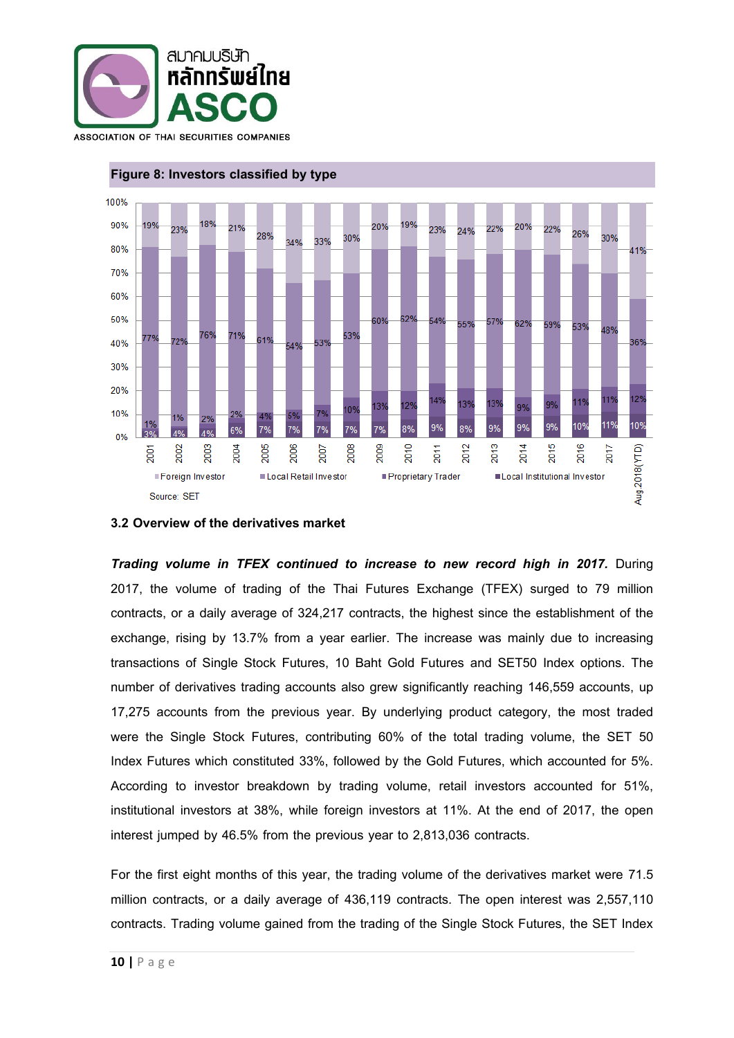**Figure 8: Investors classified by type**

| Year | Foreign Investor | Local Retail Investor | Proprietary Trader | Local Institutional Investor |
|---|---|---|---|---|
| 2001 | 19% | 77% | 1% | 3% |
| 2002 | 23% | 72% | 1% | 4% |
| 2003 | 18% | 76% | 2% | 4% |
| 2004 | 21% | 71% | 2% | 6% |
| 2005 | 28% | 61% | 4% | 7% |
| 2006 | 34% | 54% | 5% | 7% |
| 2007 | 33% | 53% | 7% | 7% |
| 2008 | 30% | 53% | 10% | 7% |
| 2009 | 20% | 60% | 13% | 7% |
| 2010 | 19% | 62% | 12% | 8% |
| 2011 | 23% | 54% | 14% | 9% |
| 2012 | 24% | 55% | 13% | 8% |
| 2013 | 22% | 57% | 13% | 9% |
| 2014 | 20% | 62% | 9% | 9% |
| 2015 | 22% | 59% | 9% | 9% |
| 2016 | 26% | 53% | 11% | 10% |
| 2017 | 30% | 48% | 11% | 11% |
| Aug 2018(YTD) | 41% | 36% | 12% | 10% |

Source: SET

### 3.2 Overview of the derivatives market

***Trading volume in TFEX continued to increase to new record high in 2017.*** During 2017, the volume of trading of the Thai Futures Exchange (TFEX) surged to 79 million contracts, or a daily average of 324,217 contracts, the highest since the establishment of the exchange, rising by 13.7% from a year earlier. The increase was mainly due to increasing transactions of Single Stock Futures, 10 Baht Gold Futures and SET50 Index options. The number of derivatives trading accounts also grew significantly reaching 146,559 accounts, up 17,275 accounts from the previous year. By underlying product category, the most traded were the Single Stock Futures, contributing 60% of the total trading volume, the SET 50 Index Futures which constituted 33%, followed by the Gold Futures, which accounted for 5%. According to investor breakdown by trading volume, retail investors accounted for 51%, institutional investors at 38%, while foreign investors at 11%. At the end of 2017, the open interest jumped by 46.5% from the previous year to 2,813,036 contracts.

For the first eight months of this year, the trading volume of the derivatives market were 71.5 million contracts, or a daily average of 436,119 contracts. The open interest was 2,557,110 contracts. Trading volume gained from the trading of the Single Stock Futures, the SET Index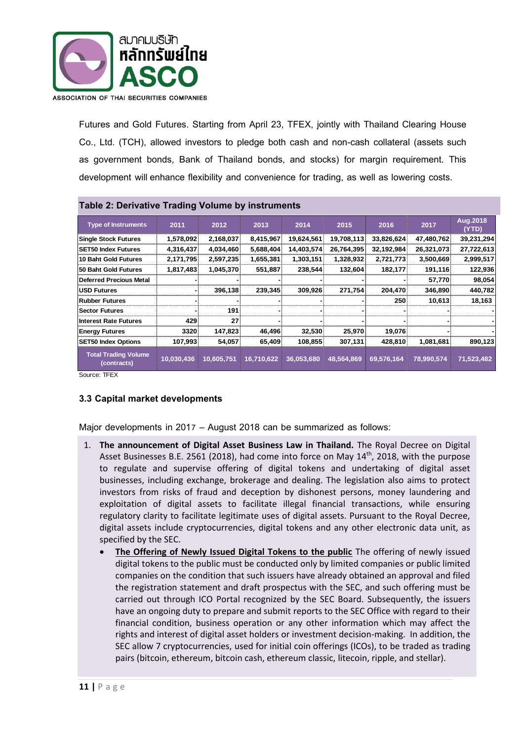Futures and Gold Futures. Starting from April 23, TFEX, jointly with Thailand Clearing House Co., Ltd. (TCH), allowed investors to pledge both cash and non-cash collateral (assets such as government bonds, Bank of Thailand bonds, and stocks) for margin requirement. This development will enhance flexibility and convenience for trading, as well as lowering costs.

**Table 2: Derivative Trading Volume by instruments**

| Type of Instruments | 2011 | 2012 | 2013 | 2014 | 2015 | 2016 | 2017 | Aug.2018 (YTD) |
|---|---|---|---|---|---|---|---|---|
| Single Stock Futures | 1,578,092 | 2,168,037 | 8,415,967 | 19,624,561 | 19,708,113 | 33,826,624 | 47,480,762 | 39,231,294 |
| SET50 Index Futures | 4,316,437 | 4,034,460 | 5,688,404 | 14,403,574 | 26,764,395 | 32,192,984 | 26,321,073 | 27,722,613 |
| 10 Baht Gold Futures | 2,171,795 | 2,597,235 | 1,655,381 | 1,303,151 | 1,328,932 | 2,721,773 | 3,500,669 | 2,999,517 |
| 50 Baht Gold Futures | 1,817,483 | 1,045,370 | 551,887 | 238,544 | 132,604 | 182,177 | 191,116 | 122,936 |
| Deferred Precious Metal | - | - | - | - | - | - | 57,770 | 98,054 |
| USD Futures | - | 396,138 | 239,345 | 309,926 | 271,754 | 204,470 | 346,890 | 440,782 |
| Rubber Futures | - | - | - | - | - | 250 | 10,613 | 18,163 |
| Sector Futures | - | 191 | - | - | - | - | - | - |
| Interest Rate Futures | 429 | 27 | - | - | - | - | - | - |
| Energy Futures | 3320 | 147,823 | 46,496 | 32,530 | 25,970 | 19,076 | - | - |
| SET50 Index Options | 107,993 | 54,057 | 65,409 | 108,855 | 307,131 | 428,810 | 1,081,681 | 890,123 |
| Total Trading Volume (contracts) | 10,030,436 | 10,605,751 | 16,710,622 | 36,053,680 | 48,564,869 | 69,576,164 | 78,990,574 | 71,523,482 |

Source: TFEX

### 3.3 Capital market developments

Major developments in 2017 – August 2018 can be summarized as follows:

1. **The announcement of Digital Asset Business Law in Thailand.** The Royal Decree on Digital Asset Businesses B.E. 2561 (2018), had come into force on May 14th, 2018, with the purpose to regulate and supervise offering of digital tokens and undertaking of digital asset businesses, including exchange, brokerage and dealing. The legislation also aims to protect investors from risks of fraud and deception by dishonest persons, money laundering and exploitation of digital assets to facilitate illegal financial transactions, while ensuring regulatory clarity to facilitate legitimate uses of digital assets. Pursuant to the Royal Decree, digital assets include cryptocurrencies, digital tokens and any other electronic data unit, as specified by the SEC.
   - **The Offering of Newly Issued Digital Tokens to the public** The offering of newly issued digital tokens to the public must be conducted only by limited companies or public limited companies on the condition that such issuers have already obtained an approval and filed the registration statement and draft prospectus with the SEC, and such offering must be carried out through ICO Portal recognized by the SEC Board. Subsequently, the issuers have an ongoing duty to prepare and submit reports to the SEC Office with regard to their financial condition, business operation or any other information which may affect the rights and interest of digital asset holders or investment decision-making. In addition, the SEC allow 7 cryptocurrencies, used for initial coin offerings (ICOs), to be traded as trading pairs (bitcoin, ethereum, bitcoin cash, ethereum classic, litecoin, ripple, and stellar).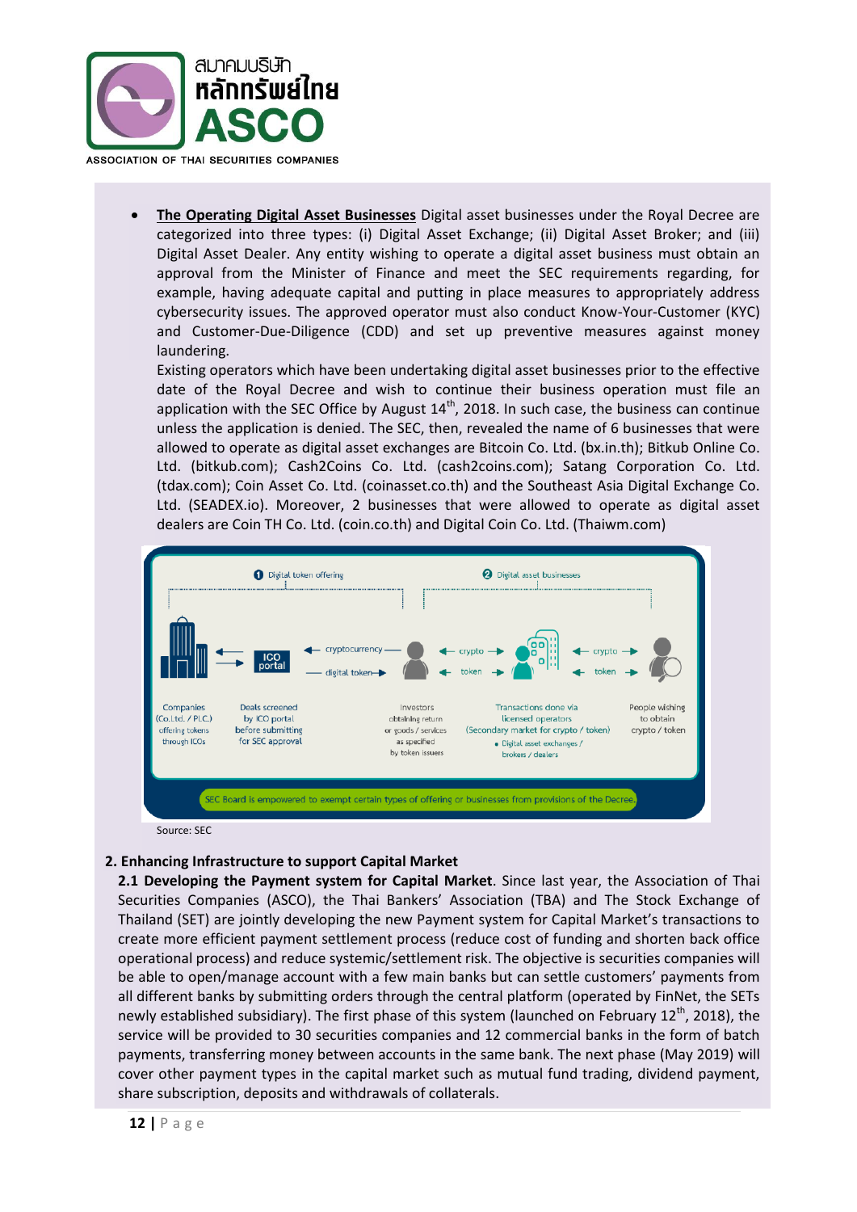- **<u>The Operating Digital Asset Businesses</u>** Digital asset businesses under the Royal Decree are categorized into three types: (i) Digital Asset Exchange; (ii) Digital Asset Broker; and (iii) Digital Asset Dealer. Any entity wishing to operate a digital asset business must obtain an approval from the Minister of Finance and meet the SEC requirements regarding, for example, having adequate capital and putting in place measures to appropriately address cybersecurity issues. The approved operator must also conduct Know-Your-Customer (KYC) and Customer-Due-Diligence (CDD) and set up preventive measures against money laundering.

  Existing operators which have been undertaking digital asset businesses prior to the effective date of the Royal Decree and wish to continue their business operation must file an application with the SEC Office by August 14th, 2018. In such case, the business can continue unless the application is denied. The SEC, then, revealed the name of 6 businesses that were allowed to operate as digital asset exchanges are Bitcoin Co. Ltd. (bx.in.th); Bitkub Online Co. Ltd. (bitkub.com); Cash2Coins Co. Ltd. (cash2coins.com); Satang Corporation Co. Ltd. (tdax.com); Coin Asset Co. Ltd. (coinasset.co.th) and the Southeast Asia Digital Exchange Co. Ltd. (SEADEX.io). Moreover, 2 businesses that were allowed to operate as digital asset dealers are Coin TH Co. Ltd. (coin.co.th) and Digital Coin Co. Ltd. (Thaiwm.com)

Source: SEC

## 2. Enhancing Infrastructure to support Capital Market

**2.1 Developing the Payment system for Capital Market**. Since last year, the Association of Thai Securities Companies (ASCO), the Thai Bankers' Association (TBA) and The Stock Exchange of Thailand (SET) are jointly developing the new Payment system for Capital Market's transactions to create more efficient payment settlement process (reduce cost of funding and shorten back office operational process) and reduce systemic/settlement risk. The objective is securities companies will be able to open/manage account with a few main banks but can settle customers' payments from all different banks by submitting orders through the central platform (operated by FinNet, the SETs newly established subsidiary). The first phase of this system (launched on February 12th, 2018), the service will be provided to 30 securities companies and 12 commercial banks in the form of batch payments, transferring money between accounts in the same bank. The next phase (May 2019) will cover other payment types in the capital market such as mutual fund trading, dividend payment, share subscription, deposits and withdrawals of collaterals.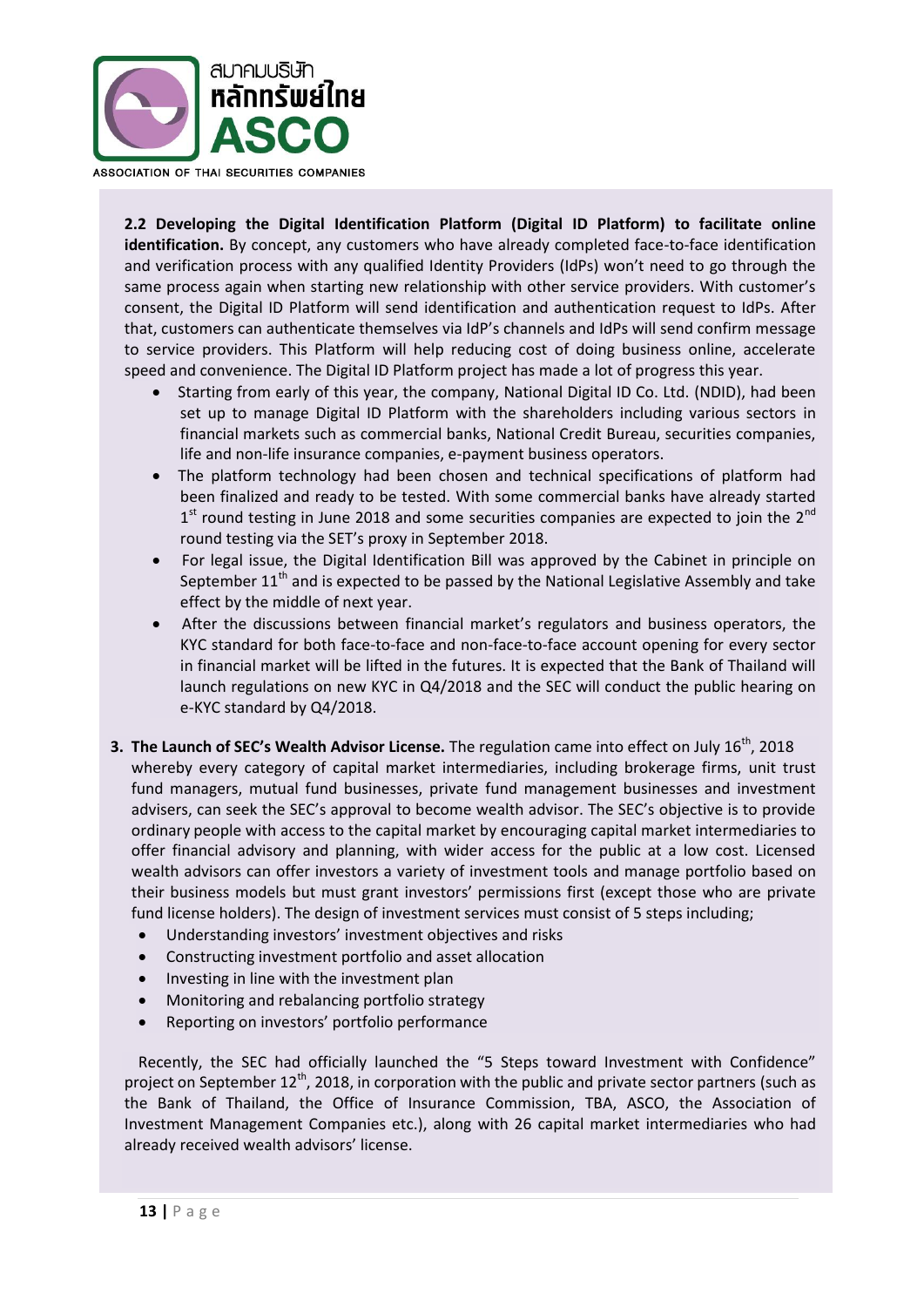**2.2 Developing the Digital Identification Platform (Digital ID Platform) to facilitate online identification.** By concept, any customers who have already completed face-to-face identification and verification process with any qualified Identity Providers (IdPs) won't need to go through the same process again when starting new relationship with other service providers. With customer's consent, the Digital ID Platform will send identification and authentication request to IdPs. After that, customers can authenticate themselves via IdP's channels and IdPs will send confirm message to service providers. This Platform will help reducing cost of doing business online, accelerate speed and convenience. The Digital ID Platform project has made a lot of progress this year.

- Starting from early of this year, the company, National Digital ID Co. Ltd. (NDID), had been set up to manage Digital ID Platform with the shareholders including various sectors in financial markets such as commercial banks, National Credit Bureau, securities companies, life and non-life insurance companies, e-payment business operators.
- The platform technology had been chosen and technical specifications of platform had been finalized and ready to be tested. With some commercial banks have already started 1st round testing in June 2018 and some securities companies are expected to join the 2nd round testing via the SET's proxy in September 2018.
- For legal issue, the Digital Identification Bill was approved by the Cabinet in principle on September 11th and is expected to be passed by the National Legislative Assembly and take effect by the middle of next year.
- After the discussions between financial market's regulators and business operators, the KYC standard for both face-to-face and non-face-to-face account opening for every sector in financial market will be lifted in the futures. It is expected that the Bank of Thailand will launch regulations on new KYC in Q4/2018 and the SEC will conduct the public hearing on e-KYC standard by Q4/2018.

3. **The Launch of SEC's Wealth Advisor License.** The regulation came into effect on July 16th, 2018 whereby every category of capital market intermediaries, including brokerage firms, unit trust fund managers, mutual fund businesses, private fund management businesses and investment advisers, can seek the SEC's approval to become wealth advisor. The SEC's objective is to provide ordinary people with access to the capital market by encouraging capital market intermediaries to offer financial advisory and planning, with wider access for the public at a low cost. Licensed wealth advisors can offer investors a variety of investment tools and manage portfolio based on their business models but must grant investors' permissions first (except those who are private fund license holders). The design of investment services must consist of 5 steps including;
   - Understanding investors' investment objectives and risks
   - Constructing investment portfolio and asset allocation
   - Investing in line with the investment plan
   - Monitoring and rebalancing portfolio strategy
   - Reporting on investors' portfolio performance

Recently, the SEC had officially launched the "5 Steps toward Investment with Confidence" project on September 12th, 2018, in corporation with the public and private sector partners (such as the Bank of Thailand, the Office of Insurance Commission, TBA, ASCO, the Association of Investment Management Companies etc.), along with 26 capital market intermediaries who had already received wealth advisors' license.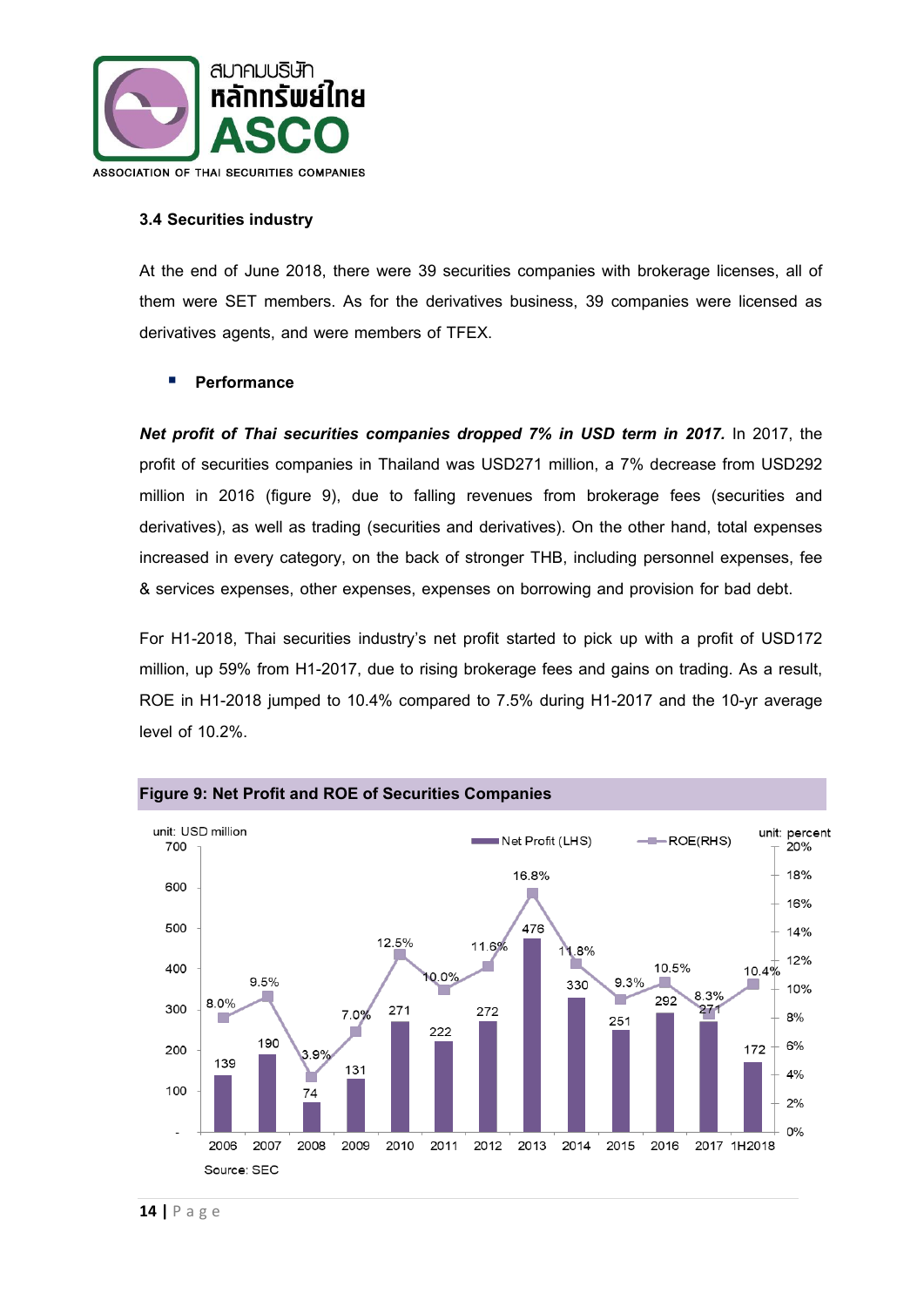### 3.4 Securities industry

At the end of June 2018, there were 39 securities companies with brokerage licenses, all of them were SET members. As for the derivatives business, 39 companies were licensed as derivatives agents, and were members of TFEX.

- **Performance**

***Net profit of Thai securities companies dropped 7% in USD term in 2017.*** In 2017, the profit of securities companies in Thailand was USD271 million, a 7% decrease from USD292 million in 2016 (figure 9), due to falling revenues from brokerage fees (securities and derivatives), as well as trading (securities and derivatives). On the other hand, total expenses increased in every category, on the back of stronger THB, including personnel expenses, fee & services expenses, other expenses, expenses on borrowing and provision for bad debt.

For H1-2018, Thai securities industry's net profit started to pick up with a profit of USD172 million, up 59% from H1-2017, due to rising brokerage fees and gains on trading. As a result, ROE in H1-2018 jumped to 10.4% compared to 7.5% during H1-2017 and the 10-yr average level of 10.2%.

**Figure 9: Net Profit and ROE of Securities Companies**

| Year | Net Profit (LHS, USD million) | ROE (RHS, percent) |
|---|---|---|
| 2006 | 139 | 8.0% |
| 2007 | 190 | 9.5% |
| 2008 | 74 | 3.9% |
| 2009 | 131 | 7.0% |
| 2010 | 271 | 12.5% |
| 2011 | 222 | 10.0% |
| 2012 | 272 | 11.6% |
| 2013 | 476 | 16.8% |
| 2014 | 330 | 11.8% |
| 2015 | 251 | 9.3% |
| 2016 | 292 | 10.5% |
| 2017 | 271 | 8.3% |
| 1H2018 | 172 | 10.4% |

Source: SEC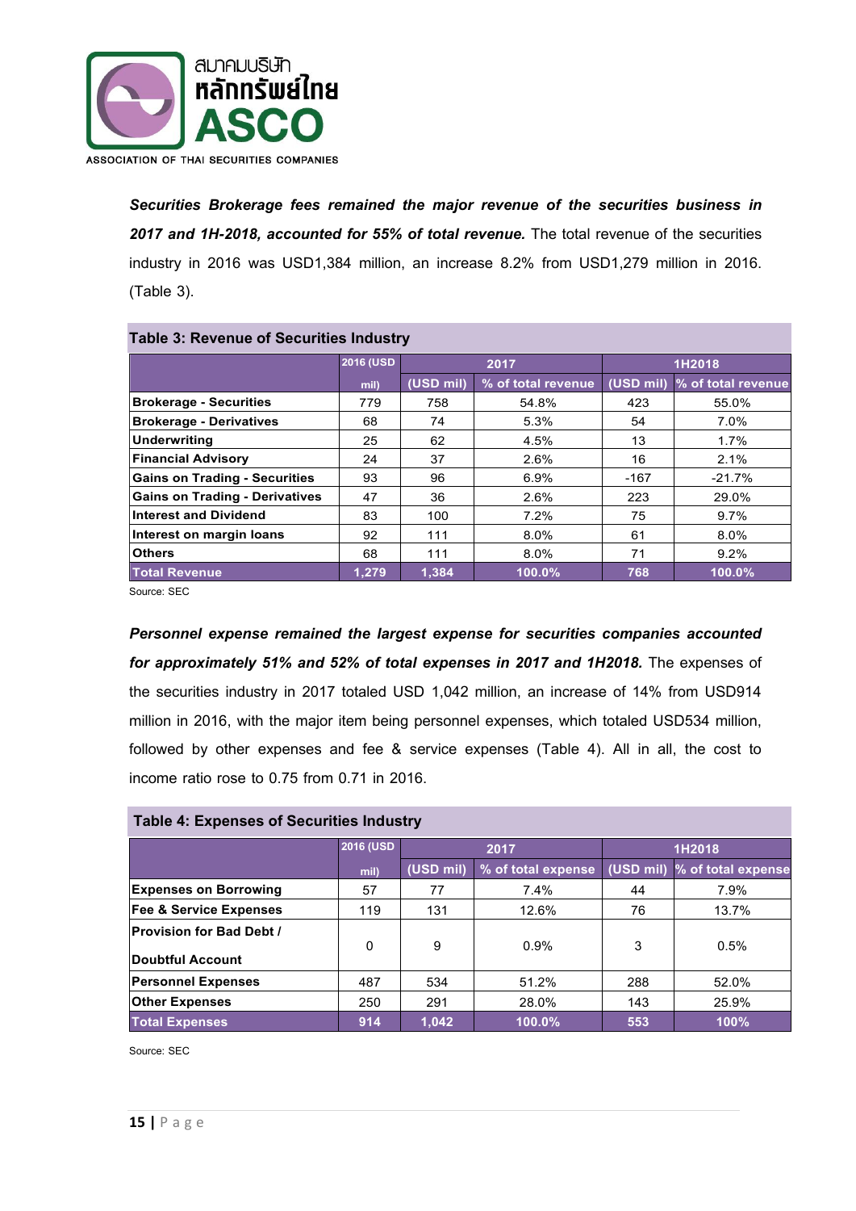***Securities Brokerage fees remained the major revenue of the securities business in 2017 and 1H-2018, accounted for 55% of total revenue.*** The total revenue of the securities industry in 2016 was USD1,384 million, an increase 8.2% from USD1,279 million in 2016. (Table 3).

**Table 3: Revenue of Securities Industry**

| | 2016 (USD mil) | 2017 | | 1H2018 | |
|---|---|---|---|---|---|
| | | (USD mil) | % of total revenue | (USD mil) | % of total revenue |
| **Brokerage - Securities** | 779 | 758 | 54.8% | 423 | 55.0% |
| **Brokerage - Derivatives** | 68 | 74 | 5.3% | 54 | 7.0% |
| **Underwriting** | 25 | 62 | 4.5% | 13 | 1.7% |
| **Financial Advisory** | 24 | 37 | 2.6% | 16 | 2.1% |
| **Gains on Trading - Securities** | 93 | 96 | 6.9% | -167 | -21.7% |
| **Gains on Trading - Derivatives** | 47 | 36 | 2.6% | 223 | 29.0% |
| **Interest and Dividend** | 83 | 100 | 7.2% | 75 | 9.7% |
| **Interest on margin loans** | 92 | 111 | 8.0% | 61 | 8.0% |
| **Others** | 68 | 111 | 8.0% | 71 | 9.2% |
| **Total Revenue** | **1,279** | **1,384** | **100.0%** | **768** | **100.0%** |

Source: SEC

***Personnel expense remained the largest expense for securities companies accounted for approximately 51% and 52% of total expenses in 2017 and 1H2018.*** The expenses of the securities industry in 2017 totaled USD 1,042 million, an increase of 14% from USD914 million in 2016, with the major item being personnel expenses, which totaled USD534 million, followed by other expenses and fee & service expenses (Table 4). All in all, the cost to income ratio rose to 0.75 from 0.71 in 2016.

**Table 4: Expenses of Securities Industry**

| | 2016 (USD mil) | 2017 | | 1H2018 | |
|---|---|---|---|---|---|
| | | (USD mil) | % of total expense | (USD mil) | % of total expense |
| **Expenses on Borrowing** | 57 | 77 | 7.4% | 44 | 7.9% |
| **Fee & Service Expenses** | 119 | 131 | 12.6% | 76 | 13.7% |
| **Provision for Bad Debt / Doubtful Account** | 0 | 9 | 0.9% | 3 | 0.5% |
| **Personnel Expenses** | 487 | 534 | 51.2% | 288 | 52.0% |
| **Other Expenses** | 250 | 291 | 28.0% | 143 | 25.9% |
| **Total Expenses** | **914** | **1,042** | **100.0%** | **553** | **100%** |

Source: SEC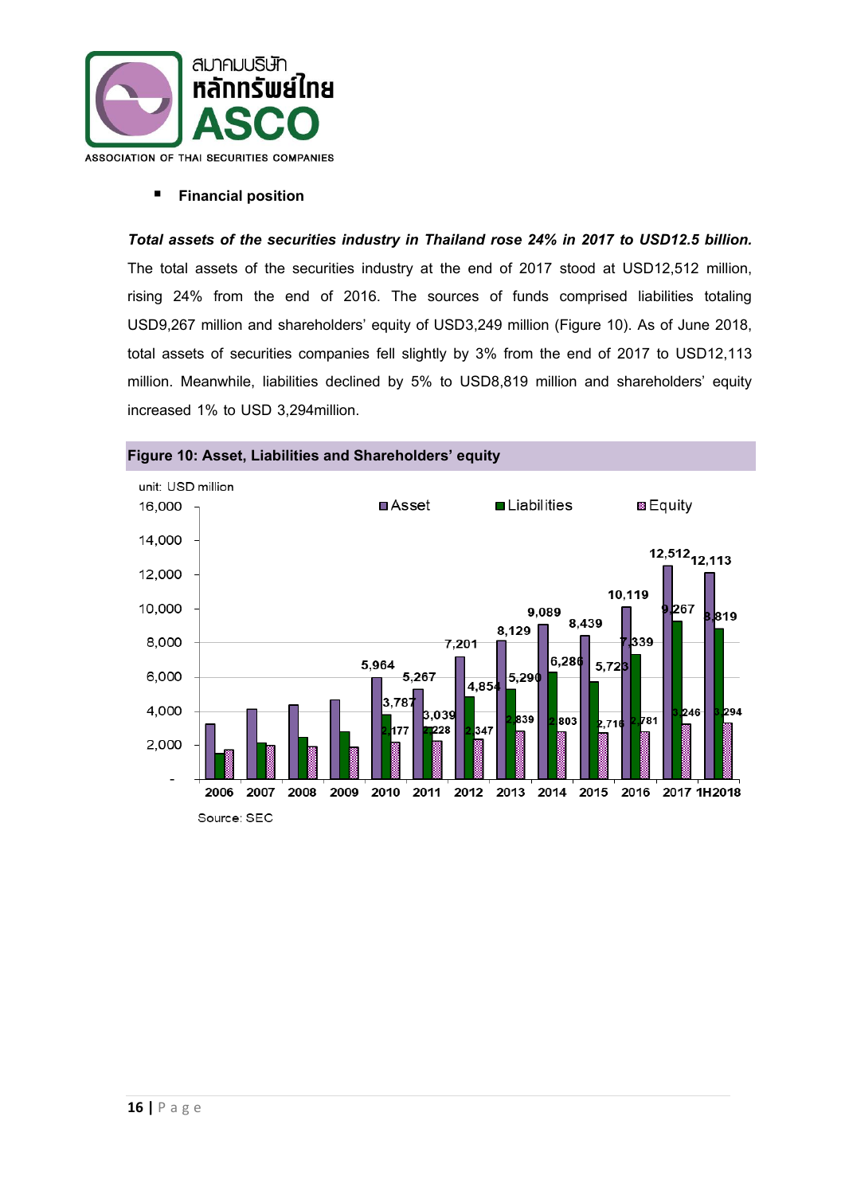- **Financial position**

***Total assets of the securities industry in Thailand rose 24% in 2017 to USD12.5 billion.*** The total assets of the securities industry at the end of 2017 stood at USD12,512 million, rising 24% from the end of 2016. The sources of funds comprised liabilities totaling USD9,267 million and shareholders' equity of USD3,249 million (Figure 10). As of June 2018, total assets of securities companies fell slightly by 3% from the end of 2017 to USD12,113 million. Meanwhile, liabilities declined by 5% to USD8,819 million and shareholders' equity increased 1% to USD 3,294million.

**Figure 10: Asset, Liabilities and Shareholders' equity**

unit: USD million

Asset, Liabilities, Equity

16,000
14,000
12,000
10,000
8,000
6,000
4,000
2,000
-

2006 2007 2008 2009 2010 2011 2012 2013 2014 2015 2016 2017 1H2018

5,964 3,787 2,177
5,267 3,039 2,228
7,201 4,854 2,347
8,129 5,290 2,839
9,089 6,286 2,803
8,439 5,723 2,716
10,119 7,339 2,781
12,512 9,267 3,246
12,113 8,819 3,294

Source: SEC